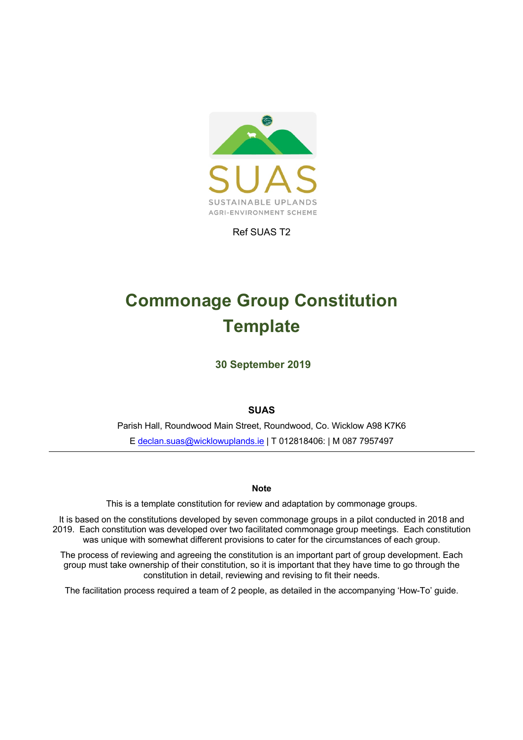SUAS

SUSTAINABLE UPLANDS
AGRI-ENVIRONMENT SCHEME

Ref SUAS T2

# Commonage Group Constitution Template

**30 September 2019**

**SUAS**

Parish Hall, Roundwood Main Street, Roundwood, Co. Wicklow A98 K7K6

E declan.suas@wicklowuplands.ie | T 012818406: | M 087 7957497

---

**Note**

This is a template constitution for review and adaptation by commonage groups.

It is based on the constitutions developed by seven commonage groups in a pilot conducted in 2018 and 2019. Each constitution was developed over two facilitated commonage group meetings. Each constitution was unique with somewhat different provisions to cater for the circumstances of each group.

The process of reviewing and agreeing the constitution is an important part of group development. Each group must take ownership of their constitution, so it is important that they have time to go through the constitution in detail, reviewing and revising to fit their needs.

The facilitation process required a team of 2 people, as detailed in the accompanying 'How-To' guide.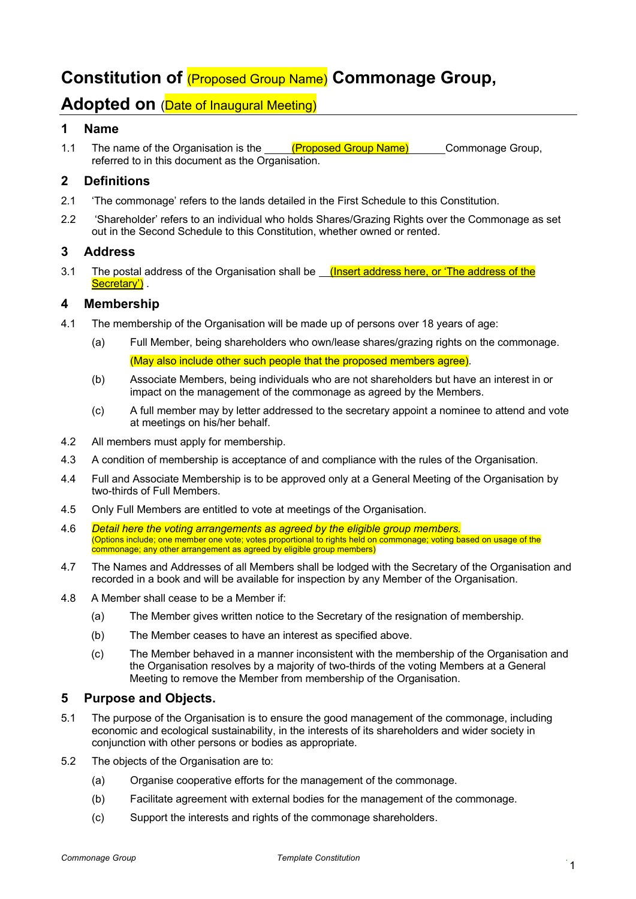# Constitution of (Proposed Group Name) Commonage Group, Adopted on (Date of Inaugural Meeting)

## 1 Name

1.1 The name of the Organisation is the (Proposed Group Name) Commonage Group, referred to in this document as the Organisation.

## 2 Definitions

2.1 'The commonage' refers to the lands detailed in the First Schedule to this Constitution.

2.2 'Shareholder' refers to an individual who holds Shares/Grazing Rights over the Commonage as set out in the Second Schedule to this Constitution, whether owned or rented.

## 3 Address

3.1 The postal address of the Organisation shall be (Insert address here, or 'The address of the Secretary') .

## 4 Membership

4.1 The membership of the Organisation will be made up of persons over 18 years of age:

(a) Full Member, being shareholders who own/lease shares/grazing rights on the commonage.

(May also include other such people that the proposed members agree).

(b) Associate Members, being individuals who are not shareholders but have an interest in or impact on the management of the commonage as agreed by the Members.

(c) A full member may by letter addressed to the secretary appoint a nominee to attend and vote at meetings on his/her behalf.

4.2 All members must apply for membership.

4.3 A condition of membership is acceptance of and compliance with the rules of the Organisation.

4.4 Full and Associate Membership is to be approved only at a General Meeting of the Organisation by two-thirds of Full Members.

4.5 Only Full Members are entitled to vote at meetings of the Organisation.

4.6 *Detail here the voting arrangements as agreed by the eligible group members.*
(Options include; one member one vote; votes proportional to rights held on commonage; voting based on usage of the commonage; any other arrangement as agreed by eligible group members)

4.7 The Names and Addresses of all Members shall be lodged with the Secretary of the Organisation and recorded in a book and will be available for inspection by any Member of the Organisation.

4.8 A Member shall cease to be a Member if:

(a) The Member gives written notice to the Secretary of the resignation of membership.

(b) The Member ceases to have an interest as specified above.

(c) The Member behaved in a manner inconsistent with the membership of the Organisation and the Organisation resolves by a majority of two-thirds of the voting Members at a General Meeting to remove the Member from membership of the Organisation.

## 5 Purpose and Objects.

5.1 The purpose of the Organisation is to ensure the good management of the commonage, including economic and ecological sustainability, in the interests of its shareholders and wider society in conjunction with other persons or bodies as appropriate.

5.2 The objects of the Organisation are to:

(a) Organise cooperative efforts for the management of the commonage.

(b) Facilitate agreement with external bodies for the management of the commonage.

(c) Support the interests and rights of the commonage shareholders.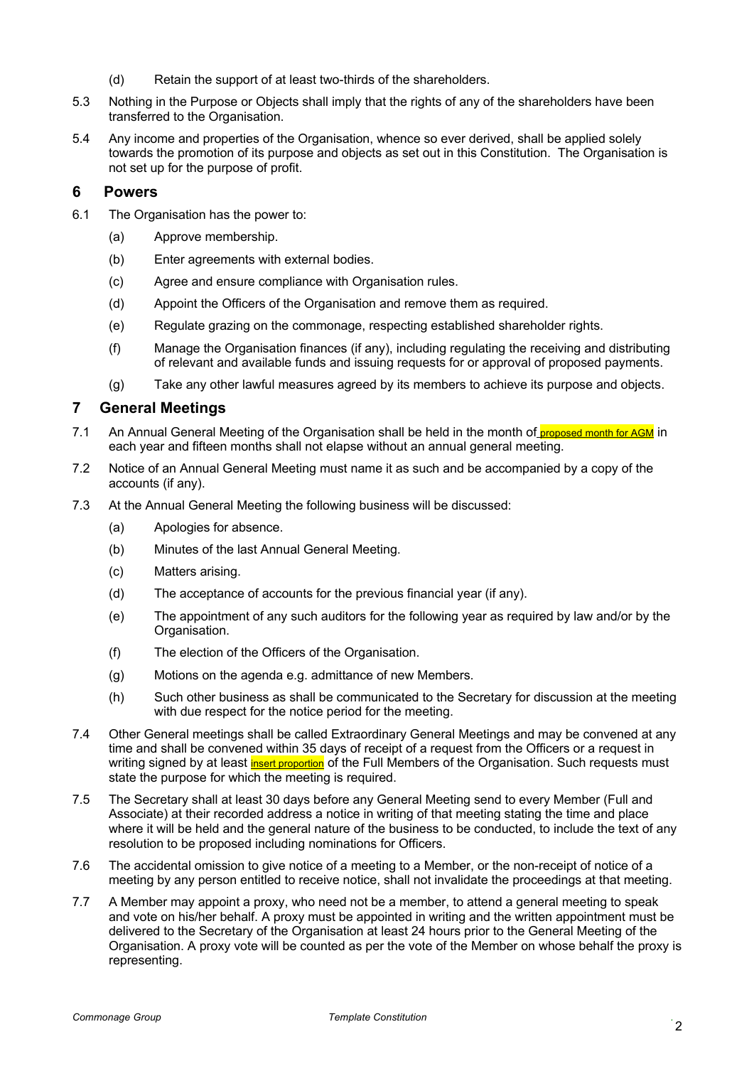(d) Retain the support of at least two-thirds of the shareholders.

5.3 Nothing in the Purpose or Objects shall imply that the rights of any of the shareholders have been transferred to the Organisation.

5.4 Any income and properties of the Organisation, whence so ever derived, shall be applied solely towards the promotion of its purpose and objects as set out in this Constitution. The Organisation is not set up for the purpose of profit.

## 6 Powers

6.1 The Organisation has the power to:

(a) Approve membership.

(b) Enter agreements with external bodies.

(c) Agree and ensure compliance with Organisation rules.

(d) Appoint the Officers of the Organisation and remove them as required.

(e) Regulate grazing on the commonage, respecting established shareholder rights.

(f) Manage the Organisation finances (if any), including regulating the receiving and distributing of relevant and available funds and issuing requests for or approval of proposed payments.

(g) Take any other lawful measures agreed by its members to achieve its purpose and objects.

## 7 General Meetings

7.1 An Annual General Meeting of the Organisation shall be held in the month of proposed month for AGM in each year and fifteen months shall not elapse without an annual general meeting.

7.2 Notice of an Annual General Meeting must name it as such and be accompanied by a copy of the accounts (if any).

7.3 At the Annual General Meeting the following business will be discussed:

(a) Apologies for absence.

(b) Minutes of the last Annual General Meeting.

(c) Matters arising.

(d) The acceptance of accounts for the previous financial year (if any).

(e) The appointment of any such auditors for the following year as required by law and/or by the Organisation.

(f) The election of the Officers of the Organisation.

(g) Motions on the agenda e.g. admittance of new Members.

(h) Such other business as shall be communicated to the Secretary for discussion at the meeting with due respect for the notice period for the meeting.

7.4 Other General meetings shall be called Extraordinary General Meetings and may be convened at any time and shall be convened within 35 days of receipt of a request from the Officers or a request in writing signed by at least insert proportion of the Full Members of the Organisation. Such requests must state the purpose for which the meeting is required.

7.5 The Secretary shall at least 30 days before any General Meeting send to every Member (Full and Associate) at their recorded address a notice in writing of that meeting stating the time and place where it will be held and the general nature of the business to be conducted, to include the text of any resolution to be proposed including nominations for Officers.

7.6 The accidental omission to give notice of a meeting to a Member, or the non-receipt of notice of a meeting by any person entitled to receive notice, shall not invalidate the proceedings at that meeting.

7.7 A Member may appoint a proxy, who need not be a member, to attend a general meeting to speak and vote on his/her behalf. A proxy must be appointed in writing and the written appointment must be delivered to the Secretary of the Organisation at least 24 hours prior to the General Meeting of the Organisation. A proxy vote will be counted as per the vote of the Member on whose behalf the proxy is representing.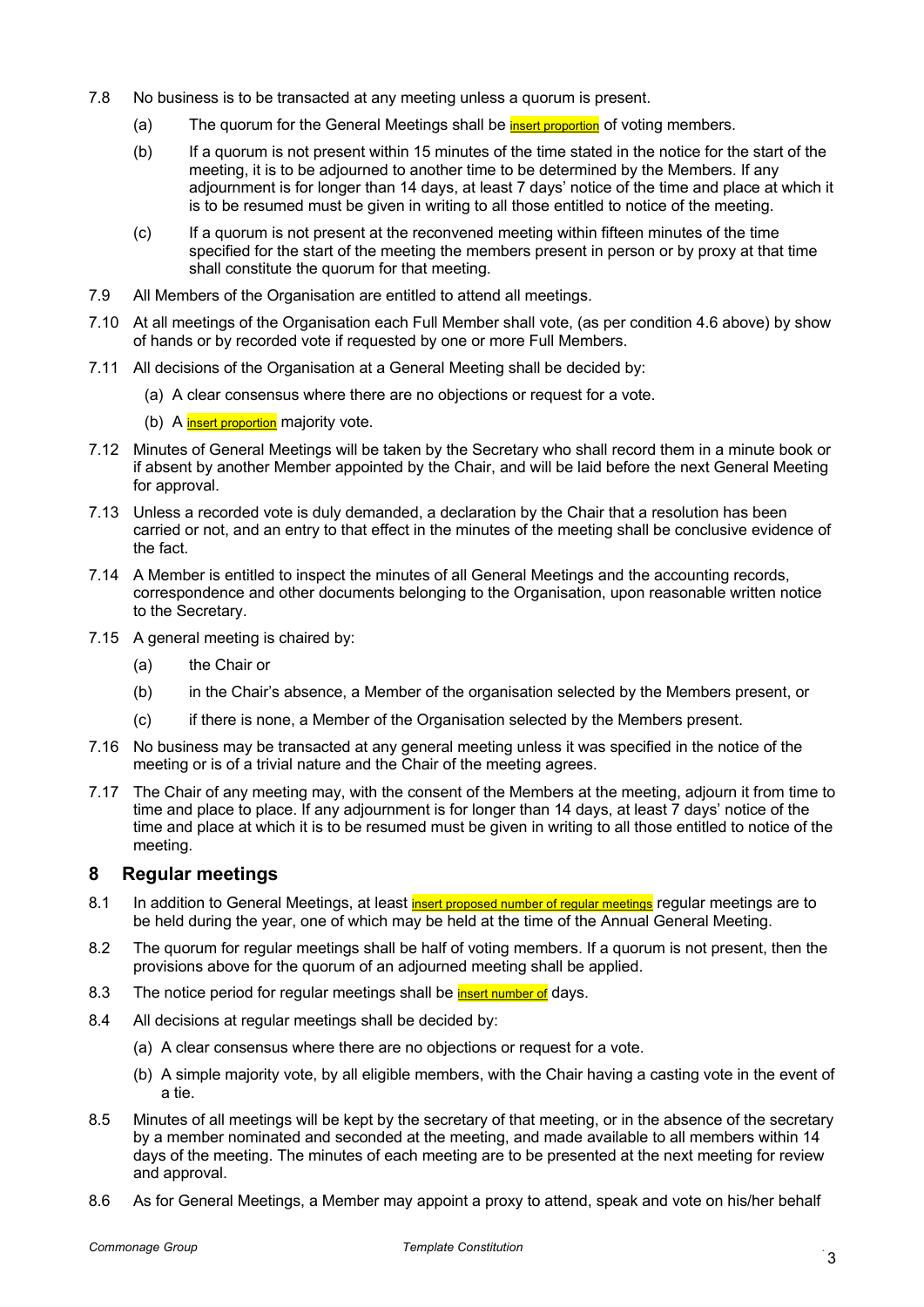7.8 No business is to be transacted at any meeting unless a quorum is present.

(a) The quorum for the General Meetings shall be insert proportion of voting members.

(b) If a quorum is not present within 15 minutes of the time stated in the notice for the start of the meeting, it is to be adjourned to another time to be determined by the Members. If any adjournment is for longer than 14 days, at least 7 days' notice of the time and place at which it is to be resumed must be given in writing to all those entitled to notice of the meeting.

(c) If a quorum is not present at the reconvened meeting within fifteen minutes of the time specified for the start of the meeting the members present in person or by proxy at that time shall constitute the quorum for that meeting.

7.9 All Members of the Organisation are entitled to attend all meetings.

7.10 At all meetings of the Organisation each Full Member shall vote, (as per condition 4.6 above) by show of hands or by recorded vote if requested by one or more Full Members.

7.11 All decisions of the Organisation at a General Meeting shall be decided by:

(a) A clear consensus where there are no objections or request for a vote.

(b) A insert proportion majority vote.

7.12 Minutes of General Meetings will be taken by the Secretary who shall record them in a minute book or if absent by another Member appointed by the Chair, and will be laid before the next General Meeting for approval.

7.13 Unless a recorded vote is duly demanded, a declaration by the Chair that a resolution has been carried or not, and an entry to that effect in the minutes of the meeting shall be conclusive evidence of the fact.

7.14 A Member is entitled to inspect the minutes of all General Meetings and the accounting records, correspondence and other documents belonging to the Organisation, upon reasonable written notice to the Secretary.

7.15 A general meeting is chaired by:

(a) the Chair or

(b) in the Chair's absence, a Member of the organisation selected by the Members present, or

(c) if there is none, a Member of the Organisation selected by the Members present.

7.16 No business may be transacted at any general meeting unless it was specified in the notice of the meeting or is of a trivial nature and the Chair of the meeting agrees.

7.17 The Chair of any meeting may, with the consent of the Members at the meeting, adjourn it from time to time and place to place. If any adjournment is for longer than 14 days, at least 7 days' notice of the time and place at which it is to be resumed must be given in writing to all those entitled to notice of the meeting.

## 8 Regular meetings

8.1 In addition to General Meetings, at least insert proposed number of regular meetings regular meetings are to be held during the year, one of which may be held at the time of the Annual General Meeting.

8.2 The quorum for regular meetings shall be half of voting members. If a quorum is not present, then the provisions above for the quorum of an adjourned meeting shall be applied.

8.3 The notice period for regular meetings shall be insert number of days.

8.4 All decisions at regular meetings shall be decided by:

(a) A clear consensus where there are no objections or request for a vote.

(b) A simple majority vote, by all eligible members, with the Chair having a casting vote in the event of a tie.

8.5 Minutes of all meetings will be kept by the secretary of that meeting, or in the absence of the secretary by a member nominated and seconded at the meeting, and made available to all members within 14 days of the meeting. The minutes of each meeting are to be presented at the next meeting for review and approval.

8.6 As for General Meetings, a Member may appoint a proxy to attend, speak and vote on his/her behalf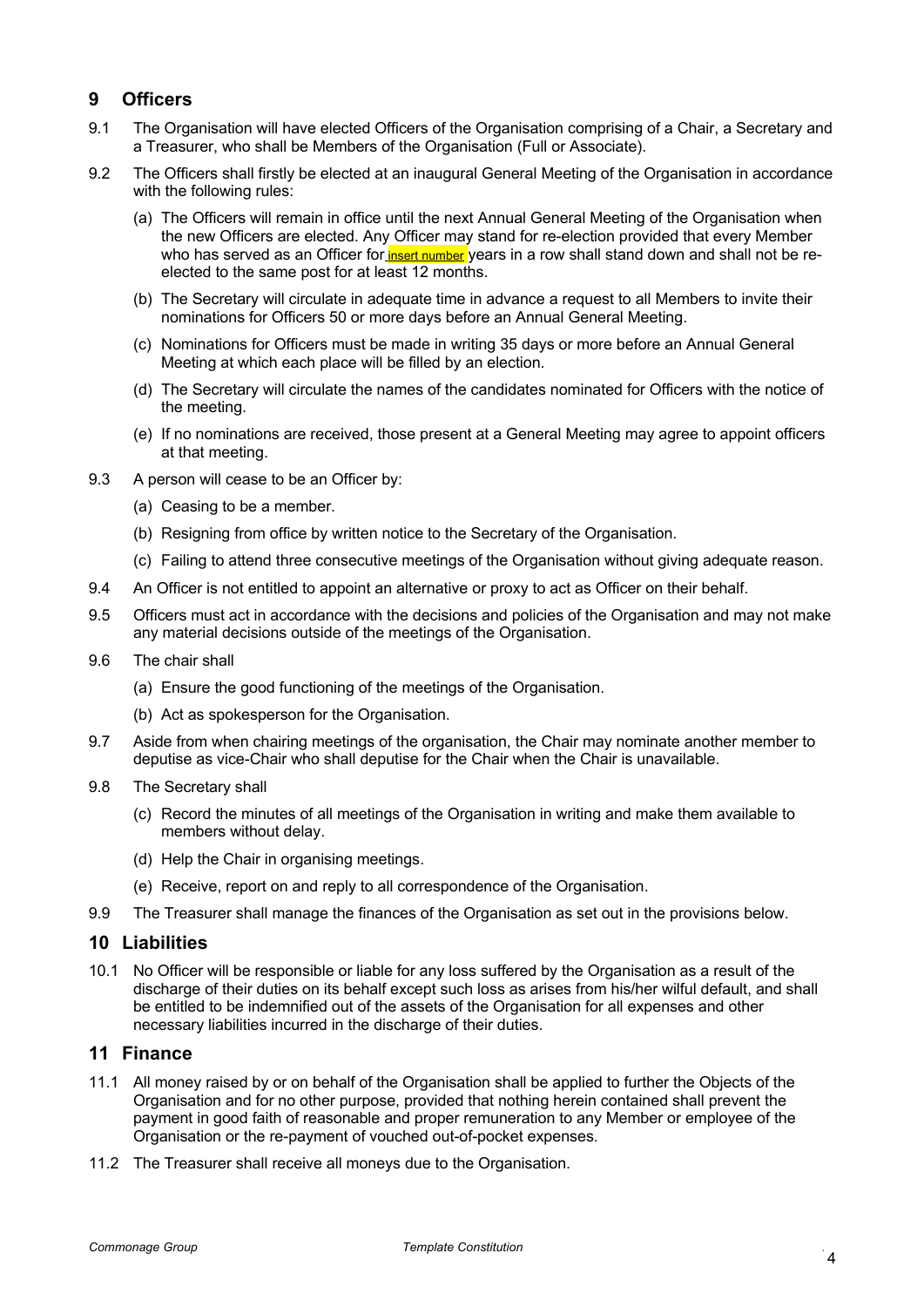## 9 Officers

9.1 The Organisation will have elected Officers of the Organisation comprising of a Chair, a Secretary and a Treasurer, who shall be Members of the Organisation (Full or Associate).

9.2 The Officers shall firstly be elected at an inaugural General Meeting of the Organisation in accordance with the following rules:

(a) The Officers will remain in office until the next Annual General Meeting of the Organisation when the new Officers are elected. Any Officer may stand for re-election provided that every Member who has served as an Officer for insert number years in a row shall stand down and shall not be re-elected to the same post for at least 12 months.

(b) The Secretary will circulate in adequate time in advance a request to all Members to invite their nominations for Officers 50 or more days before an Annual General Meeting.

(c) Nominations for Officers must be made in writing 35 days or more before an Annual General Meeting at which each place will be filled by an election.

(d) The Secretary will circulate the names of the candidates nominated for Officers with the notice of the meeting.

(e) If no nominations are received, those present at a General Meeting may agree to appoint officers at that meeting.

9.3 A person will cease to be an Officer by:

(a) Ceasing to be a member.

(b) Resigning from office by written notice to the Secretary of the Organisation.

(c) Failing to attend three consecutive meetings of the Organisation without giving adequate reason.

9.4 An Officer is not entitled to appoint an alternative or proxy to act as Officer on their behalf.

9.5 Officers must act in accordance with the decisions and policies of the Organisation and may not make any material decisions outside of the meetings of the Organisation.

9.6 The chair shall

(a) Ensure the good functioning of the meetings of the Organisation.

(b) Act as spokesperson for the Organisation.

9.7 Aside from when chairing meetings of the organisation, the Chair may nominate another member to deputise as vice-Chair who shall deputise for the Chair when the Chair is unavailable.

9.8 The Secretary shall

(c) Record the minutes of all meetings of the Organisation in writing and make them available to members without delay.

(d) Help the Chair in organising meetings.

(e) Receive, report on and reply to all correspondence of the Organisation.

9.9 The Treasurer shall manage the finances of the Organisation as set out in the provisions below.

## 10 Liabilities

10.1 No Officer will be responsible or liable for any loss suffered by the Organisation as a result of the discharge of their duties on its behalf except such loss as arises from his/her wilful default, and shall be entitled to be indemnified out of the assets of the Organisation for all expenses and other necessary liabilities incurred in the discharge of their duties.

## 11 Finance

11.1 All money raised by or on behalf of the Organisation shall be applied to further the Objects of the Organisation and for no other purpose, provided that nothing herein contained shall prevent the payment in good faith of reasonable and proper remuneration to any Member or employee of the Organisation or the re-payment of vouched out-of-pocket expenses.

11.2 The Treasurer shall receive all moneys due to the Organisation.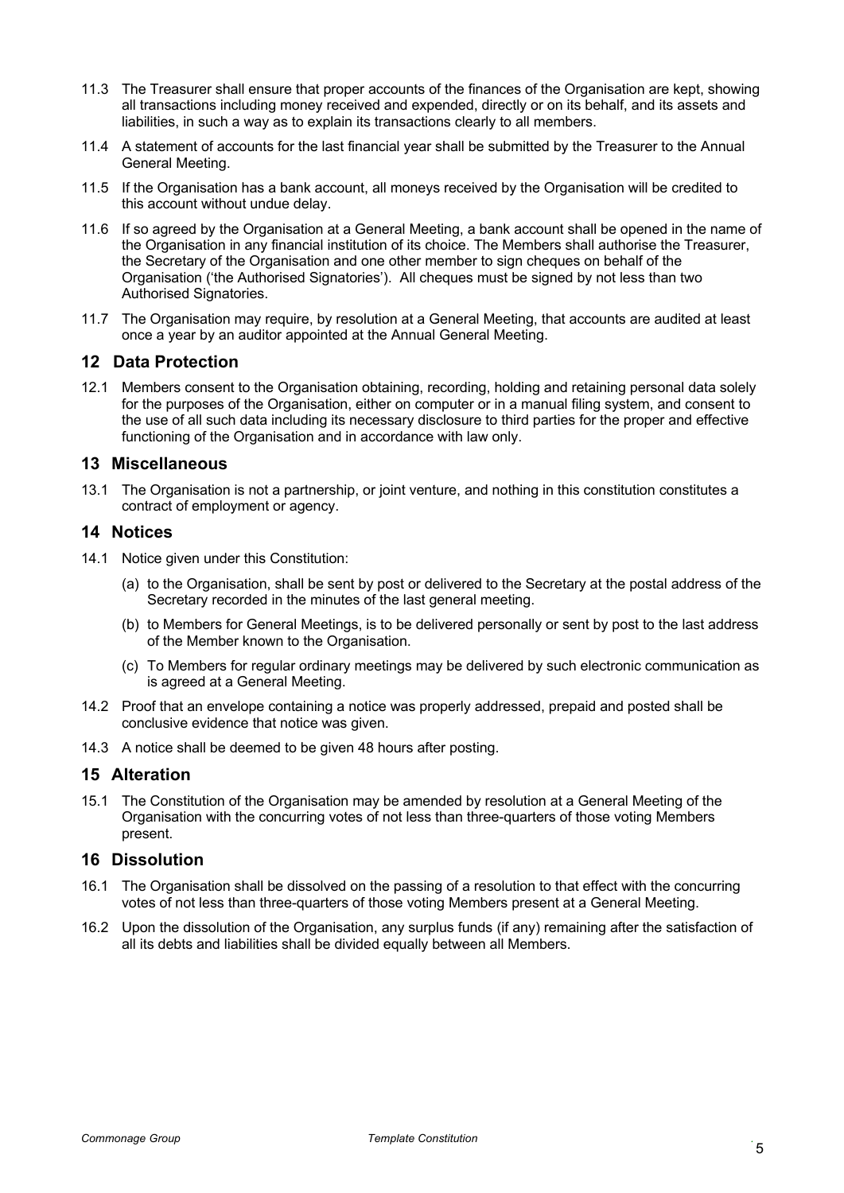11.3 The Treasurer shall ensure that proper accounts of the finances of the Organisation are kept, showing all transactions including money received and expended, directly or on its behalf, and its assets and liabilities, in such a way as to explain its transactions clearly to all members.

11.4 A statement of accounts for the last financial year shall be submitted by the Treasurer to the Annual General Meeting.

11.5 If the Organisation has a bank account, all moneys received by the Organisation will be credited to this account without undue delay.

11.6 If so agreed by the Organisation at a General Meeting, a bank account shall be opened in the name of the Organisation in any financial institution of its choice. The Members shall authorise the Treasurer, the Secretary of the Organisation and one other member to sign cheques on behalf of the Organisation ('the Authorised Signatories'). All cheques must be signed by not less than two Authorised Signatories.

11.7 The Organisation may require, by resolution at a General Meeting, that accounts are audited at least once a year by an auditor appointed at the Annual General Meeting.

## 12 Data Protection

12.1 Members consent to the Organisation obtaining, recording, holding and retaining personal data solely for the purposes of the Organisation, either on computer or in a manual filing system, and consent to the use of all such data including its necessary disclosure to third parties for the proper and effective functioning of the Organisation and in accordance with law only.

## 13 Miscellaneous

13.1 The Organisation is not a partnership, or joint venture, and nothing in this constitution constitutes a contract of employment or agency.

## 14 Notices

14.1 Notice given under this Constitution:

(a) to the Organisation, shall be sent by post or delivered to the Secretary at the postal address of the Secretary recorded in the minutes of the last general meeting.

(b) to Members for General Meetings, is to be delivered personally or sent by post to the last address of the Member known to the Organisation.

(c) To Members for regular ordinary meetings may be delivered by such electronic communication as is agreed at a General Meeting.

14.2 Proof that an envelope containing a notice was properly addressed, prepaid and posted shall be conclusive evidence that notice was given.

14.3 A notice shall be deemed to be given 48 hours after posting.

## 15 Alteration

15.1 The Constitution of the Organisation may be amended by resolution at a General Meeting of the Organisation with the concurring votes of not less than three-quarters of those voting Members present.

## 16 Dissolution

16.1 The Organisation shall be dissolved on the passing of a resolution to that effect with the concurring votes of not less than three-quarters of those voting Members present at a General Meeting.

16.2 Upon the dissolution of the Organisation, any surplus funds (if any) remaining after the satisfaction of all its debts and liabilities shall be divided equally between all Members.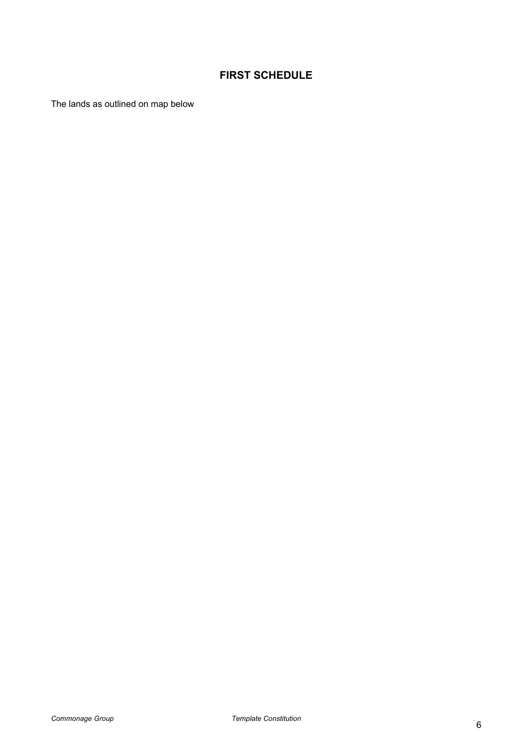## FIRST SCHEDULE

The lands as outlined on map below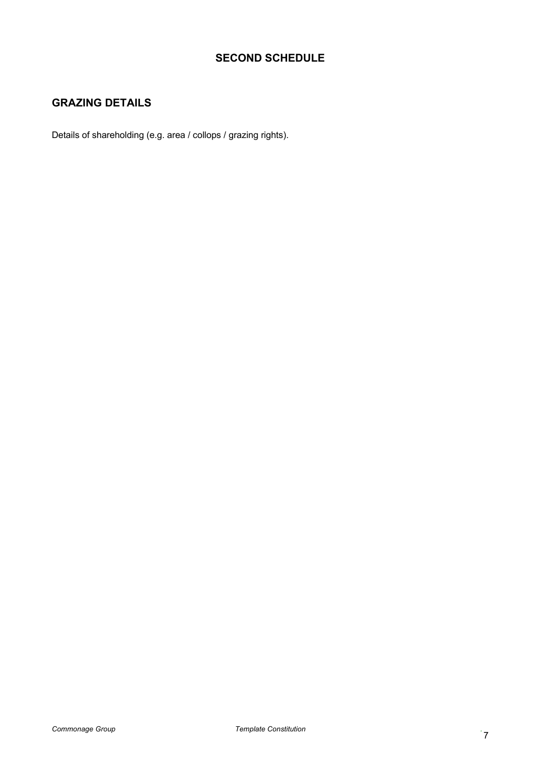# SECOND SCHEDULE

## GRAZING DETAILS

Details of shareholding (e.g. area / collops / grazing rights).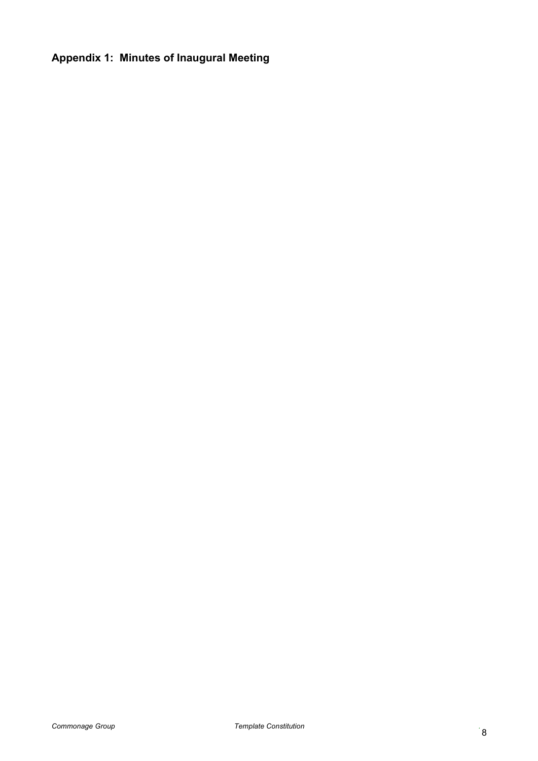## Appendix 1: Minutes of Inaugural Meeting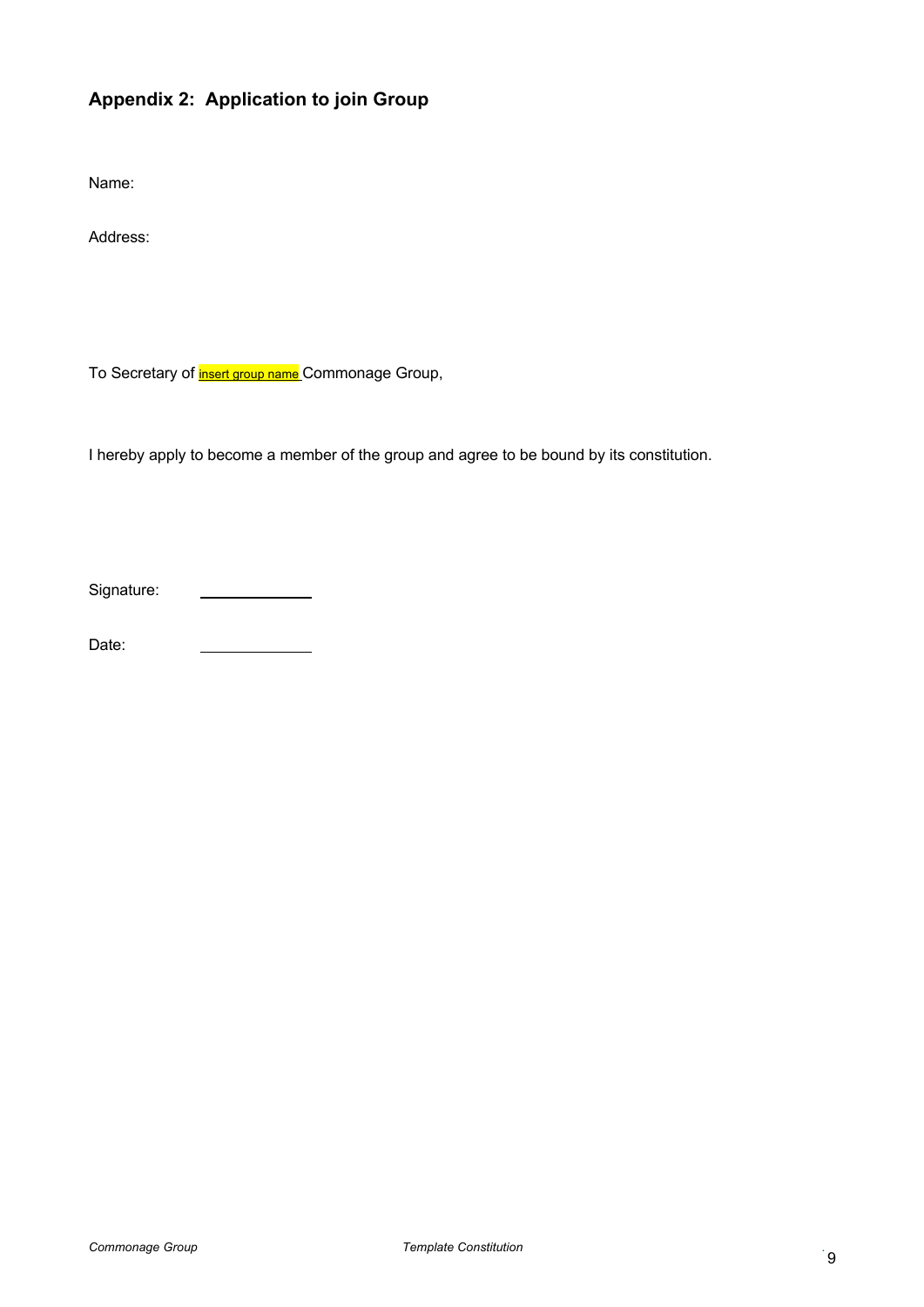## Appendix 2: Application to join Group

Name:

Address:

To Secretary of insert group name Commonage Group,

I hereby apply to become a member of the group and agree to be bound by its constitution.

Signature: ____________

Date: ____________